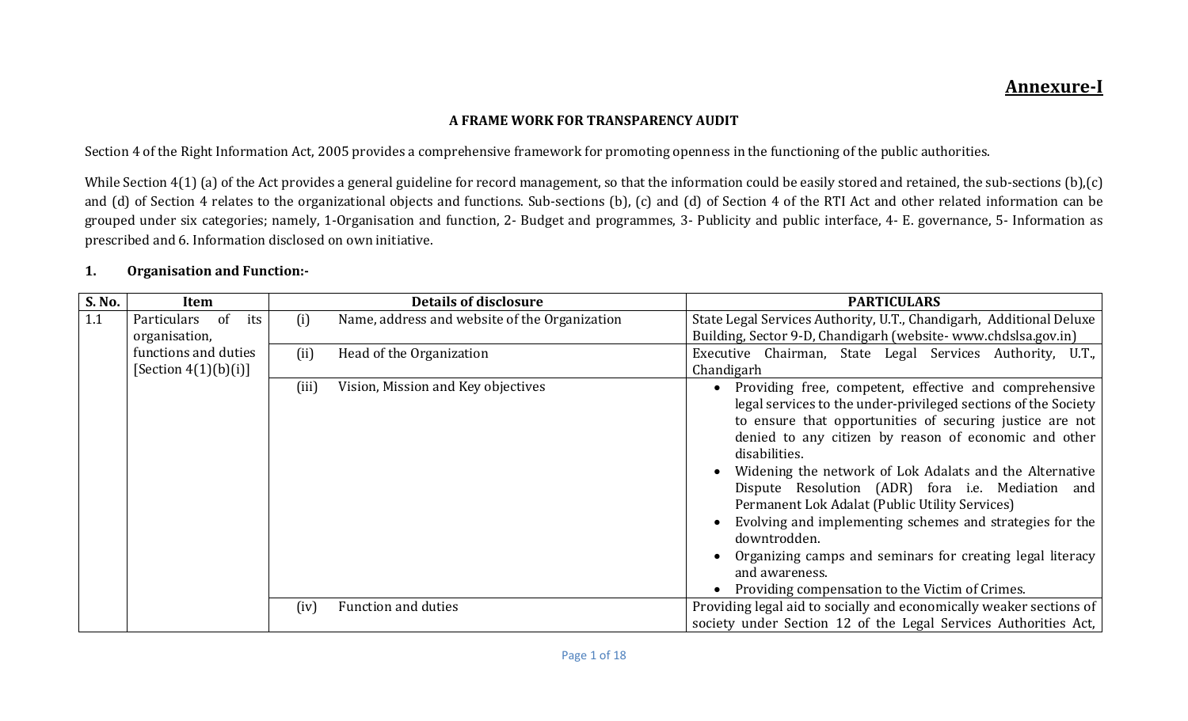# Annexure-I

**A FRAME WORK FOR TRANSPARENCY AUDIT**

Section 4 of the Right Information Act, 2005 provides a comprehensive framework for promoting openness in the functioning of the public authorities.

While Section 4(1) (a) of the Act provides a general guideline for record management, so that the information could be easily stored and retained, the sub-sections (b),(c) and (d) of Section 4 relates to the organizational objects and functions. Sub-sections (b), (c) and (d) of Section 4 of the RTI Act and other related information can be grouped under six categories; namely, 1-Organisation and function, 2- Budget and programmes, 3- Publicity and public interface, 4- E. governance, 5- Information as prescribed and 6. Information disclosed on own initiative.

## 1. Organisation and Function:-

| S. No. | Item | | Details of disclosure | PARTICULARS |
|---|---|---|---|---|
| 1.1 | Particulars of its organisation, functions and duties [Section 4(1)(b)(i)] | (i) | Name, address and website of the Organization | State Legal Services Authority, U.T., Chandigarh, Additional Deluxe Building, Sector 9-D, Chandigarh (website- www.chdslsa.gov.in) |
| | | (ii) | Head of the Organization | Executive Chairman, State Legal Services Authority, U.T., Chandigarh |
| | | (iii) | Vision, Mission and Key objectives | • Providing free, competent, effective and comprehensive legal services to the under-privileged sections of the Society to ensure that opportunities of securing justice are not denied to any citizen by reason of economic and other disabilities.<br>• Widening the network of Lok Adalats and the Alternative Dispute Resolution (ADR) fora i.e. Mediation and Permanent Lok Adalat (Public Utility Services)<br>• Evolving and implementing schemes and strategies for the downtrodden.<br>• Organizing camps and seminars for creating legal literacy and awareness.<br>• Providing compensation to the Victim of Crimes. |
| | | (iv) | Function and duties | Providing legal aid to socially and economically weaker sections of society under Section 12 of the Legal Services Authorities Act, |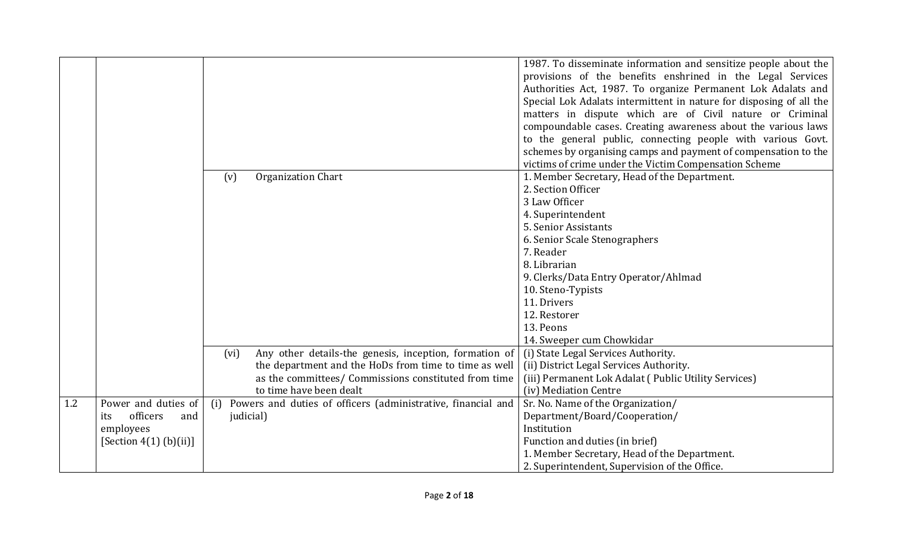| | | | |
|---|---|---|---|
| | | | 1987. To disseminate information and sensitize people about the provisions of the benefits enshrined in the Legal Services Authorities Act, 1987. To organize Permanent Lok Adalats and Special Lok Adalats intermittent in nature for disposing of all the matters in dispute which are of Civil nature or Criminal compoundable cases. Creating awareness about the various laws to the general public, connecting people with various Govt. schemes by organising camps and payment of compensation to the victims of crime under the Victim Compensation Scheme |
| | | (v) Organization Chart | 1. Member Secretary, Head of the Department.<br>2. Section Officer<br>3 Law Officer<br>4. Superintendent<br>5. Senior Assistants<br>6. Senior Scale Stenographers<br>7. Reader<br>8. Librarian<br>9. Clerks/Data Entry Operator/Ahlmad<br>10. Steno-Typists<br>11. Drivers<br>12. Restorer<br>13. Peons<br>14. Sweeper cum Chowkidar |
| | | (vi) Any other details-the genesis, inception, formation of the department and the HoDs from time to time as well as the committees/ Commissions constituted from time to time have been dealt | (i) State Legal Services Authority.<br>(ii) District Legal Services Authority.<br>(iii) Permanent Lok Adalat ( Public Utility Services)<br>(iv) Mediation Centre |
| 1.2 | Power and duties of its officers and employees [Section 4(1) (b)(ii)] | (i) Powers and duties of officers (administrative, financial and judicial) | Sr. No. Name of the Organization/ Department/Board/Cooperation/ Institution<br>Function and duties (in brief)<br>1. Member Secretary, Head of the Department.<br>2. Superintendent, Supervision of the Office. |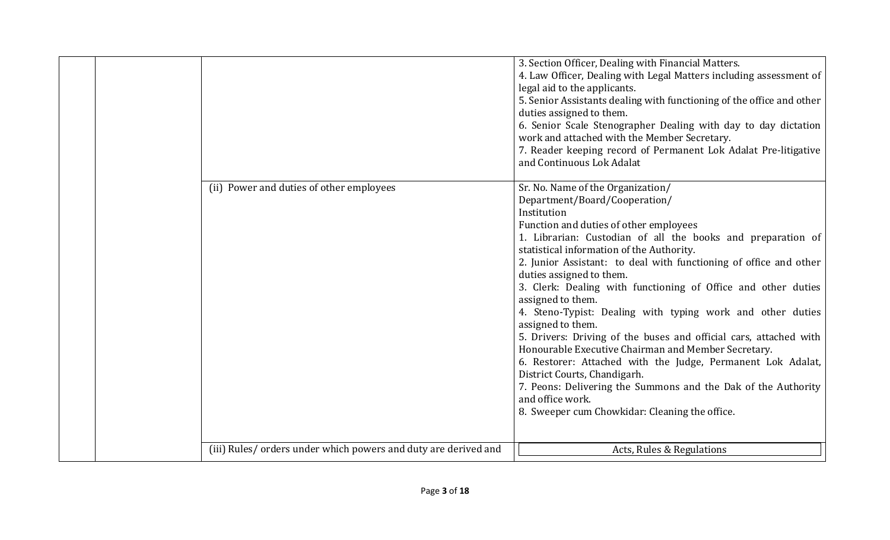|  |  |  |  |
|---|---|---|---|
|  |  |  | 3. Section Officer, Dealing with Financial Matters.<br>4. Law Officer, Dealing with Legal Matters including assessment of legal aid to the applicants.<br>5. Senior Assistants dealing with functioning of the office and other duties assigned to them.<br>6. Senior Scale Stenographer Dealing with day to day dictation work and attached with the Member Secretary.<br>7. Reader keeping record of Permanent Lok Adalat Pre-litigative and Continuous Lok Adalat |
|  |  | (ii) Power and duties of other employees | Sr. No. Name of the Organization/ Department/Board/Cooperation/ Institution<br>Function and duties of other employees<br>1. Librarian: Custodian of all the books and preparation of statistical information of the Authority.<br>2. Junior Assistant: to deal with functioning of office and other duties assigned to them.<br>3. Clerk: Dealing with functioning of Office and other duties assigned to them.<br>4. Steno-Typist: Dealing with typing work and other duties assigned to them.<br>5. Drivers: Driving of the buses and official cars, attached with Honourable Executive Chairman and Member Secretary.<br>6. Restorer: Attached with the Judge, Permanent Lok Adalat, District Courts, Chandigarh.<br>7. Peons: Delivering the Summons and the Dak of the Authority and office work.<br>8. Sweeper cum Chowkidar: Cleaning the office. |
|  |  | (iii) Rules/ orders under which powers and duty are derived and | Acts, Rules & Regulations |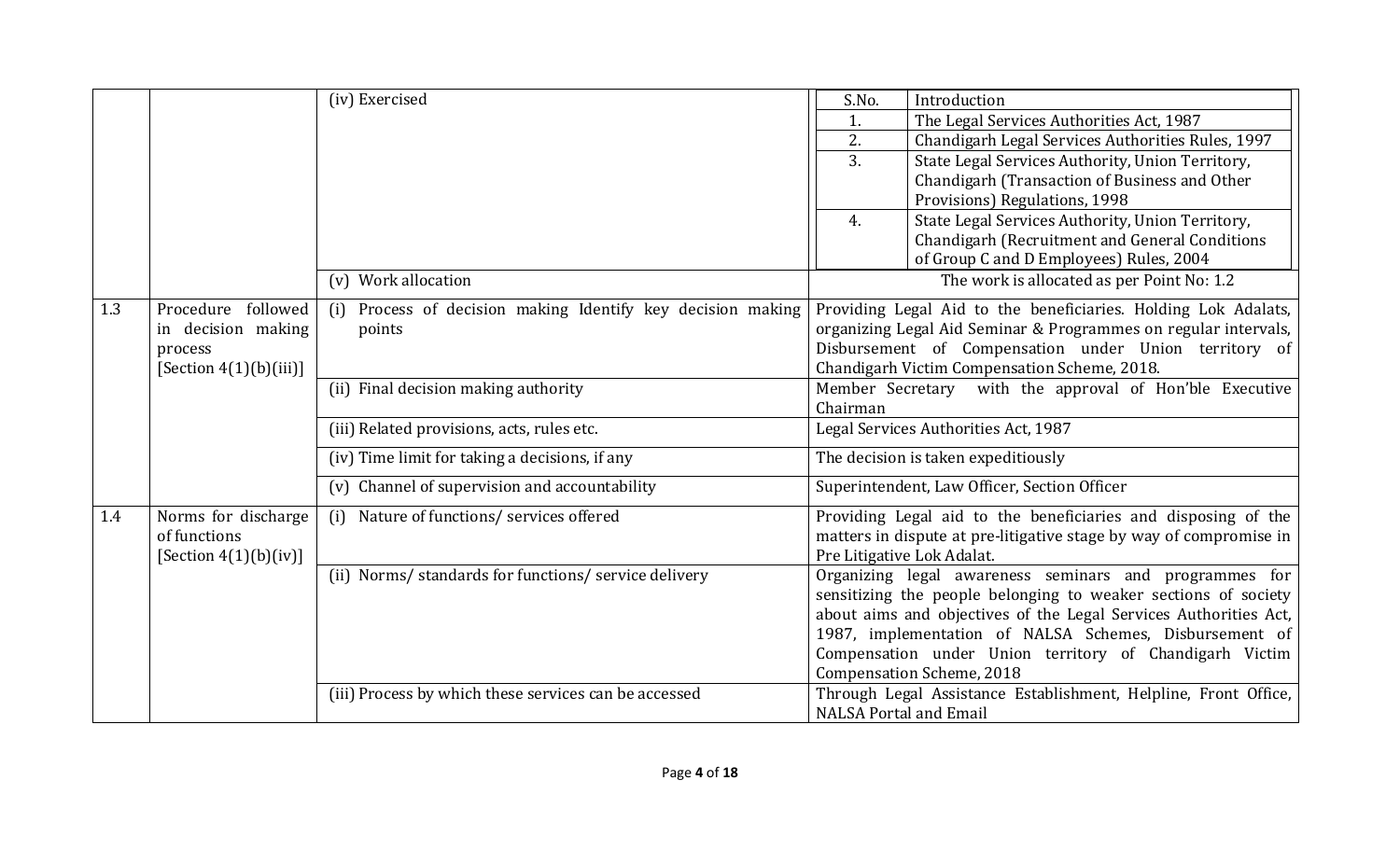| | | | |
|---|---|---|---|
| | | (iv) Exercised | S.No. – Introduction<br>1. The Legal Services Authorities Act, 1987<br>2. Chandigarh Legal Services Authorities Rules, 1997<br>3. State Legal Services Authority, Union Territory, Chandigarh (Transaction of Business and Other Provisions) Regulations, 1998<br>4. State Legal Services Authority, Union Territory, Chandigarh (Recruitment and General Conditions of Group C and D Employees) Rules, 2004 |
| | | (v) Work allocation | The work is allocated as per Point No: 1.2 |
| 1.3 | Procedure followed in decision making process [Section 4(1)(b)(iii)] | (i) Process of decision making Identify key decision making points | Providing Legal Aid to the beneficiaries. Holding Lok Adalats, organizing Legal Aid Seminar & Programmes on regular intervals, Disbursement of Compensation under Union territory of Chandigarh Victim Compensation Scheme, 2018. |
| | | (ii) Final decision making authority | Member Secretary with the approval of Hon'ble Executive Chairman |
| | | (iii) Related provisions, acts, rules etc. | Legal Services Authorities Act, 1987 |
| | | (iv) Time limit for taking a decisions, if any | The decision is taken expeditiously |
| | | (v) Channel of supervision and accountability | Superintendent, Law Officer, Section Officer |
| 1.4 | Norms for discharge of functions [Section 4(1)(b)(iv)] | (i) Nature of functions/ services offered | Providing Legal aid to the beneficiaries and disposing of the matters in dispute at pre-litigative stage by way of compromise in Pre Litigative Lok Adalat. |
| | | (ii) Norms/ standards for functions/ service delivery | Organizing legal awareness seminars and programmes for sensitizing the people belonging to weaker sections of society about aims and objectives of the Legal Services Authorities Act, 1987, implementation of NALSA Schemes, Disbursement of Compensation under Union territory of Chandigarh Victim Compensation Scheme, 2018 |
| | | (iii) Process by which these services can be accessed | Through Legal Assistance Establishment, Helpline, Front Office, NALSA Portal and Email |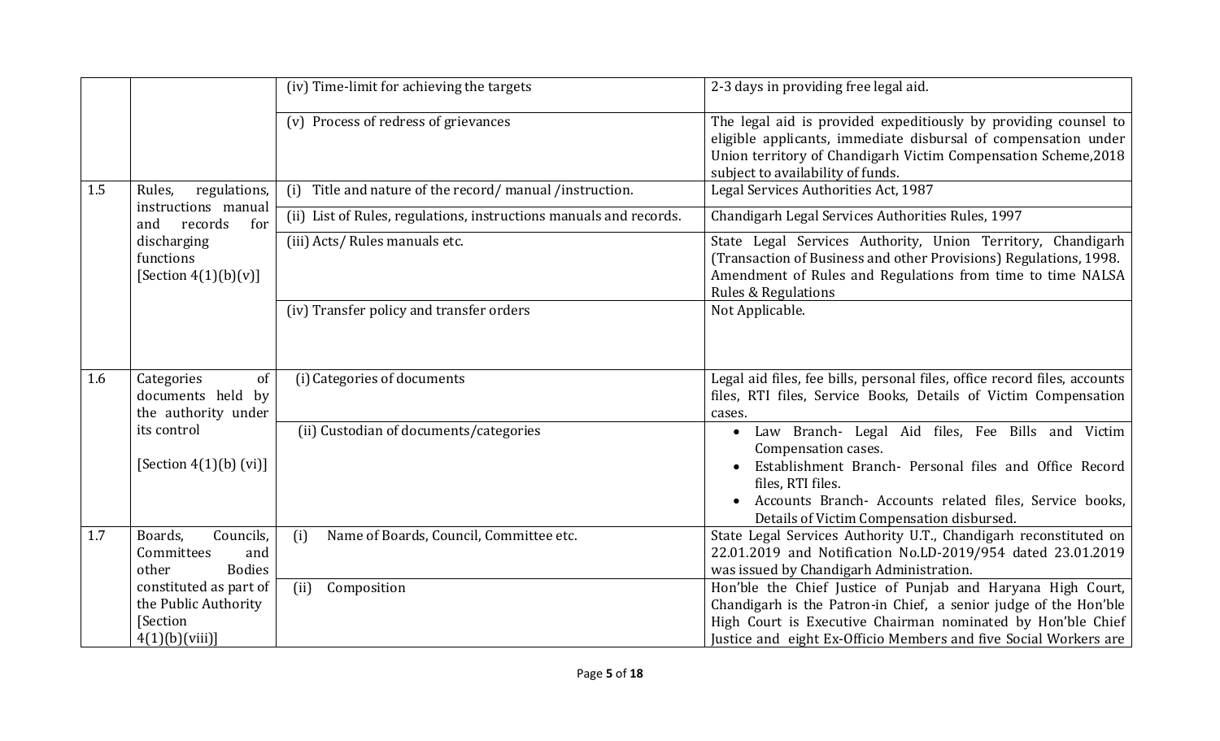| | | | |
|---|---|---|---|
| | | (iv) Time-limit for achieving the targets | 2-3 days in providing free legal aid. |
| | | (v) Process of redress of grievances | The legal aid is provided expeditiously by providing counsel to eligible applicants, immediate disbursal of compensation under Union territory of Chandigarh Victim Compensation Scheme,2018 subject to availability of funds. |
| 1.5 | Rules, regulations, instructions manual and records for discharging functions [Section 4(1)(b)(v)] | (i) Title and nature of the record/ manual /instruction. | Legal Services Authorities Act, 1987 |
| | | (ii) List of Rules, regulations, instructions manuals and records. | Chandigarh Legal Services Authorities Rules, 1997 |
| | | (iii) Acts/ Rules manuals etc. | State Legal Services Authority, Union Territory, Chandigarh (Transaction of Business and other Provisions) Regulations, 1998. Amendment of Rules and Regulations from time to time NALSA Rules & Regulations |
| | | (iv) Transfer policy and transfer orders | Not Applicable. |
| 1.6 | Categories of documents held by the authority under its control [Section 4(1)(b) (vi)] | (i) Categories of documents | Legal aid files, fee bills, personal files, office record files, accounts files, RTI files, Service Books, Details of Victim Compensation cases. |
| | | (ii) Custodian of documents/categories | • Law Branch- Legal Aid files, Fee Bills and Victim Compensation cases. • Establishment Branch- Personal files and Office Record files, RTI files. • Accounts Branch- Accounts related files, Service books, Details of Victim Compensation disbursed. |
| 1.7 | Boards, Councils, Committees and other Bodies constituted as part of the Public Authority [Section 4(1)(b)(viii)] | (i) Name of Boards, Council, Committee etc. | State Legal Services Authority U.T., Chandigarh reconstituted on 22.01.2019 and Notification No.LD-2019/954 dated 23.01.2019 was issued by Chandigarh Administration. |
| | | (ii) Composition | Hon'ble the Chief Justice of Punjab and Haryana High Court, Chandigarh is the Patron-in Chief, a senior judge of the Hon'ble High Court is Executive Chairman nominated by Hon'ble Chief Justice and eight Ex-Officio Members and five Social Workers are |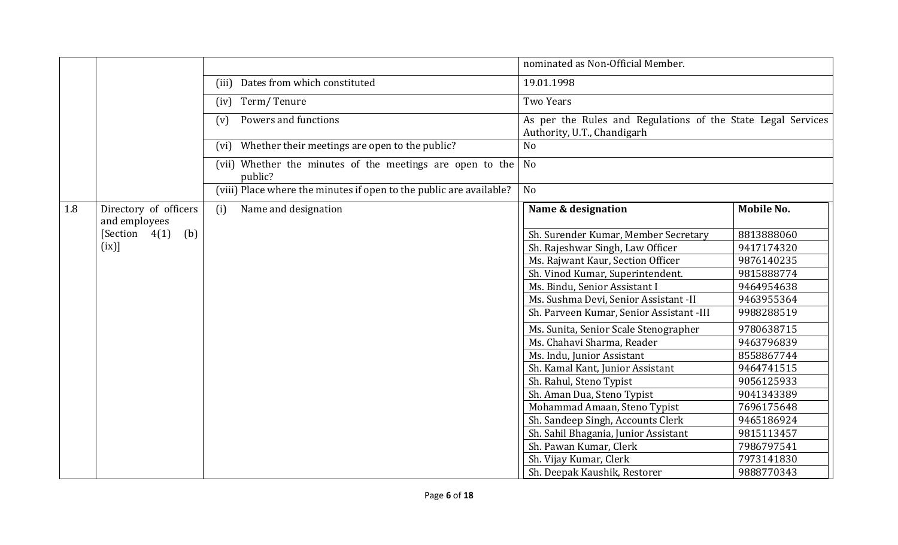| | | | |
|---|---|---|---|
| | | | nominated as Non-Official Member. |
| | | (iii) Dates from which constituted | 19.01.1998 |
| | | (iv) Term/ Tenure | Two Years |
| | | (v) Powers and functions | As per the Rules and Regulations of the State Legal Services Authority, U.T., Chandigarh |
| | | (vi) Whether their meetings are open to the public? | No |
| | | (vii) Whether the minutes of the meetings are open to the public? | No |
| | | (viii) Place where the minutes if open to the public are available? | No |
| 1.8 | Directory of officers and employees [Section 4(1) (b) (ix)] | (i) Name and designation | See table below |

| Name & designation | Mobile No. |
|---|---|
| Sh. Surender Kumar, Member Secretary | 8813888060 |
| Sh. Rajeshwar Singh, Law Officer | 9417174320 |
| Ms. Rajwant Kaur, Section Officer | 9876140235 |
| Sh. Vinod Kumar, Superintendent. | 9815888774 |
| Ms. Bindu, Senior Assistant I | 9464954638 |
| Ms. Sushma Devi, Senior Assistant -II | 9463955364 |
| Sh. Parveen Kumar, Senior Assistant -III | 9988288519 |
| Ms. Sunita, Senior Scale Stenographer | 9780638715 |
| Ms. Chahavi Sharma, Reader | 9463796839 |
| Ms. Indu, Junior Assistant | 8558867744 |
| Sh. Kamal Kant, Junior Assistant | 9464741515 |
| Sh. Rahul, Steno Typist | 9056125933 |
| Sh. Aman Dua, Steno Typist | 9041343389 |
| Mohammad Amaan, Steno Typist | 7696175648 |
| Sh. Sandeep Singh, Accounts Clerk | 9465186924 |
| Sh. Sahil Bhagania, Junior Assistant | 9815113457 |
| Sh. Pawan Kumar, Clerk | 7986797541 |
| Sh. Vijay Kumar, Clerk | 7973141830 |
| Sh. Deepak Kaushik, Restorer | 9888770343 |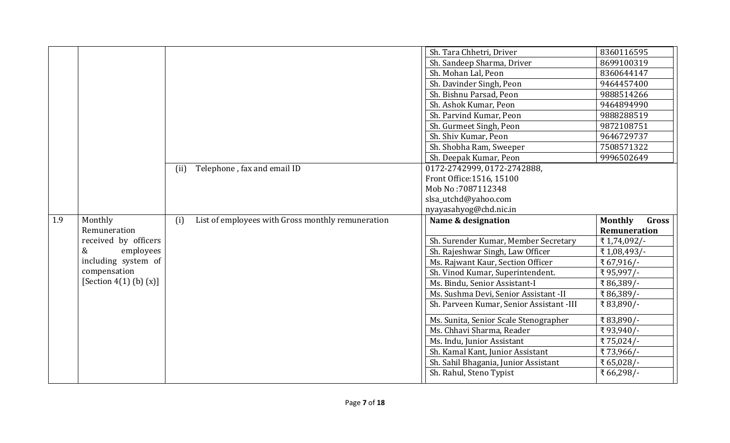| | | | | |
|---|---|---|---|---|
| | | | Sh. Tara Chhetri, Driver | 8360116595 |
| | | | Sh. Sandeep Sharma, Driver | 8699100319 |
| | | | Sh. Mohan Lal, Peon | 8360644147 |
| | | | Sh. Davinder Singh, Peon | 9464457400 |
| | | | Sh. Bishnu Parsad, Peon | 9888514266 |
| | | | Sh. Ashok Kumar, Peon | 9464894990 |
| | | | Sh. Parvind Kumar, Peon | 9888288519 |
| | | | Sh. Gurmeet Singh, Peon | 9872108751 |
| | | | Sh. Shiv Kumar, Peon | 9646729737 |
| | | | Sh. Shobha Ram, Sweeper | 7508571322 |
| | | | Sh. Deepak Kumar, Peon | 9996502649 |
| | | (ii) Telephone , fax and email ID | 0172-2742999, 0172-2742888,<br>Front Office:1516, 15100<br>Mob No :7087112348<br>slsa_utchd@yahoo.com<br>nyayasahyog@chd.nic.in | |
| 1.9 | Monthly Remuneration received by officers & employees including system of compensation [Section 4(1) (b) (x)] | (i) List of employees with Gross monthly remuneration | **Name & designation** | **Monthly Gross Remuneration** |
| | | | Sh. Surender Kumar, Member Secretary | ₹ 1,74,092/- |
| | | | Sh. Rajeshwar Singh, Law Officer | ₹ 1,08,493/- |
| | | | Ms. Rajwant Kaur, Section Officer | ₹ 67,916/- |
| | | | Sh. Vinod Kumar, Superintendent. | ₹ 95,997/- |
| | | | Ms. Bindu, Senior Assistant-I | ₹ 86,389/- |
| | | | Ms. Sushma Devi, Senior Assistant -II | ₹ 86,389/- |
| | | | Sh. Parveen Kumar, Senior Assistant -III | ₹ 83,890/- |
| | | | Ms. Sunita, Senior Scale Stenographer | ₹ 83,890/- |
| | | | Ms. Chhavi Sharma, Reader | ₹ 93,940/- |
| | | | Ms. Indu, Junior Assistant | ₹ 75,024/- |
| | | | Sh. Kamal Kant, Junior Assistant | ₹ 73,966/- |
| | | | Sh. Sahil Bhagania, Junior Assistant | ₹ 65,028/- |
| | | | Sh. Rahul, Steno Typist | ₹ 66,298/- |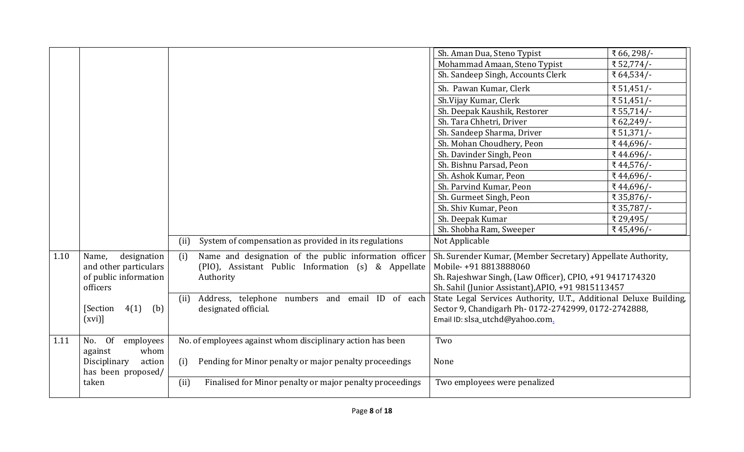| | | | | |
|---|---|---|---|---|
| | | | Sh. Aman Dua, Steno Typist | ₹ 66, 298/- |
| | | | Mohammad Amaan, Steno Typist | ₹ 52,774/- |
| | | | Sh. Sandeep Singh, Accounts Clerk | ₹ 64,534/- |
| | | | Sh. Pawan Kumar, Clerk | ₹ 51,451/- |
| | | | Sh.Vijay Kumar, Clerk | ₹ 51,451/- |
| | | | Sh. Deepak Kaushik, Restorer | ₹ 55,714/- |
| | | | Sh. Tara Chhetri, Driver | ₹ 62,249/- |
| | | | Sh. Sandeep Sharma, Driver | ₹ 51,371/- |
| | | | Sh. Mohan Choudhery, Peon | ₹ 44,696/- |
| | | | Sh. Davinder Singh, Peon | ₹ 44.696/- |
| | | | Sh. Bishnu Parsad, Peon | ₹ 44,576/- |
| | | | Sh. Ashok Kumar, Peon | ₹ 44,696/- |
| | | | Sh. Parvind Kumar, Peon | ₹ 44,696/- |
| | | | Sh. Gurmeet Singh, Peon | ₹ 35,876/- |
| | | | Sh. Shiv Kumar, Peon | ₹ 35,787/- |
| | | | Sh. Deepak Kumar | ₹ 29,495/ |
| | | | Sh. Shobha Ram, Sweeper | ₹ 45,496/- |
| | | (ii) System of compensation as provided in its regulations | Not Applicable | |
| 1.10 | Name, designation and other particulars of public information officers<br><br>[Section 4(1) (b) (xvi)] | (i) Name and designation of the public information officer (PIO), Assistant Public Information (s) & Appellate Authority | Sh. Surender Kumar, (Member Secretary) Appellate Authority, Mobile- +91 8813888060<br>Sh. Rajeshwar Singh, (Law Officer), CPIO, +91 9417174320<br>Sh. Sahil (Junior Assistant),APIO, +91 9815113457 | |
| | | (ii) Address, telephone numbers and email ID of each designated official. | State Legal Services Authority, U.T., Additional Deluxe Building, Sector 9, Chandigarh Ph- 0172-2742999, 0172-2742888,<br>Email ID: slsa_utchd@yahoo.com. | |
| 1.11 | No. Of employees against whom Disciplinary action has been proposed/ taken | No. of employees against whom disciplinary action has been | Two | |
| | | (i) Pending for Minor penalty or major penalty proceedings | None | |
| | | (ii) Finalised for Minor penalty or major penalty proceedings | Two employees were penalized | |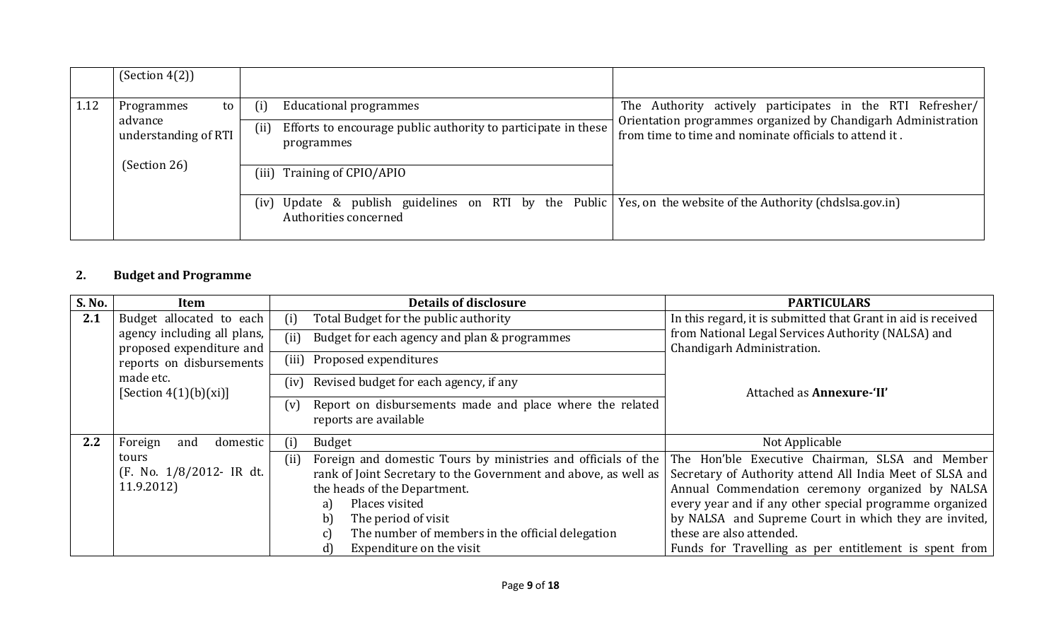| | (Section 4(2)) | | |
|---|---|---|---|
| 1.12 | Programmes to advance understanding of RTI (Section 26) | (i) Educational programmes | The Authority actively participates in the RTI Refresher/ Orientation programmes organized by Chandigarh Administration from time to time and nominate officials to attend it . |
| | | (ii) Efforts to encourage public authority to participate in these programmes | |
| | | (iii) Training of CPIO/APIO | |
| | | (iv) Update & publish guidelines on RTI by the Public Authorities concerned | Yes, on the website of the Authority (chdslsa.gov.in) |

## 2. Budget and Programme

| S. No. | Item | Details of disclosure | PARTICULARS |
|---|---|---|---|
| **2.1** | Budget allocated to each agency including all plans, proposed expenditure and reports on disbursements made etc. [Section 4(1)(b)(xi)] | (i) Total Budget for the public authority | In this regard, it is submitted that Grant in aid is received from National Legal Services Authority (NALSA) and Chandigarh Administration. Attached as **Annexure-'II'** |
| | | (ii) Budget for each agency and plan & programmes | |
| | | (iii) Proposed expenditures | |
| | | (iv) Revised budget for each agency, if any | |
| | | (v) Report on disbursements made and place where the related reports are available | |
| **2.2** | Foreign and domestic tours (F. No. 1/8/2012- IR dt. 11.9.2012) | (i) Budget | Not Applicable |
| | | (ii) Foreign and domestic Tours by ministries and officials of the rank of Joint Secretary to the Government and above, as well as the heads of the Department. a) Places visited b) The period of visit c) The number of members in the official delegation d) Expenditure on the visit | The Hon'ble Executive Chairman, SLSA and Member Secretary of Authority attend All India Meet of SLSA and Annual Commendation ceremony organized by NALSA every year and if any other special programme organized by NALSA and Supreme Court in which they are invited, these are also attended. Funds for Travelling as per entitlement is spent from |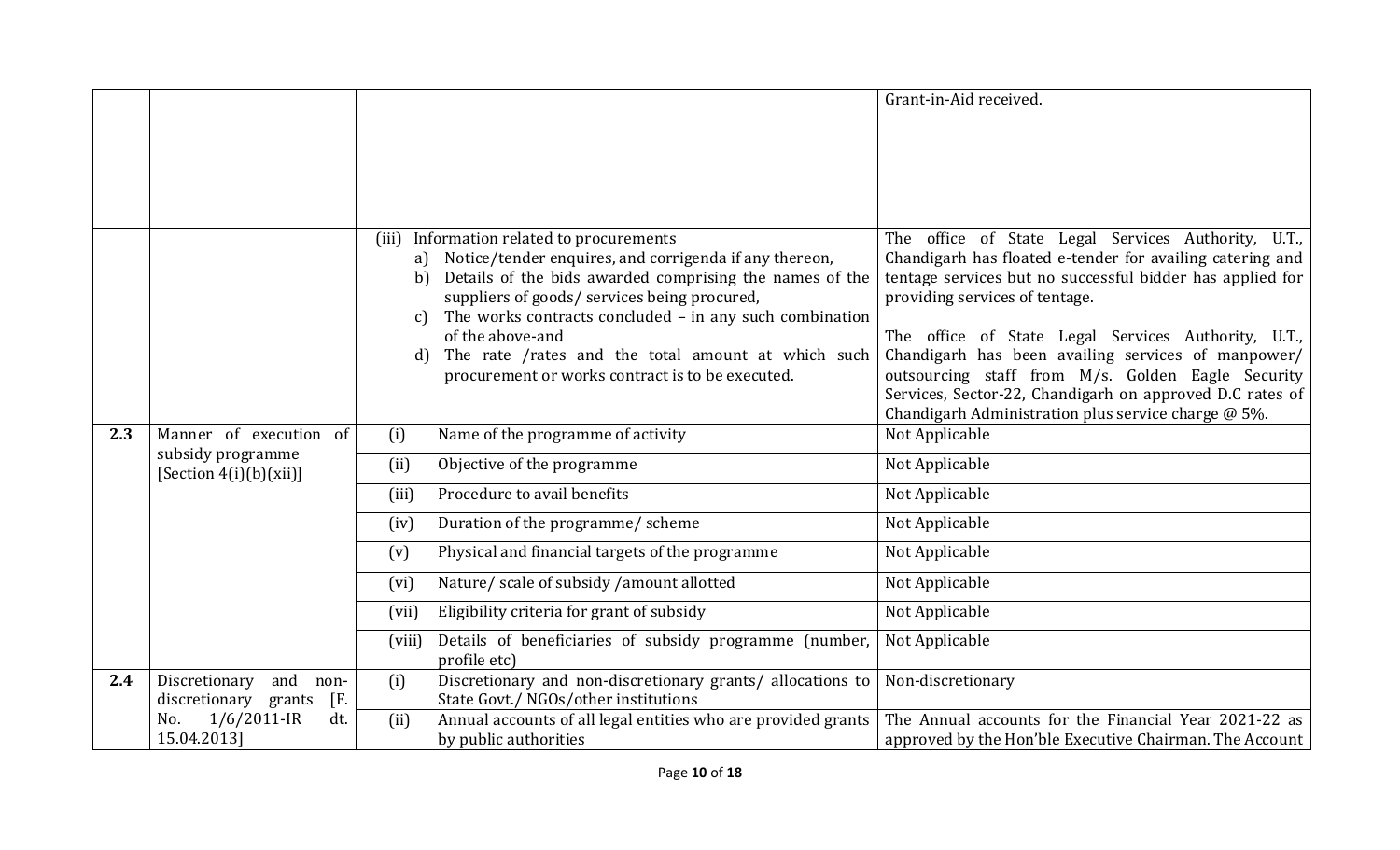| | | | |
|---|---|---|---|
| | | | Grant-in-Aid received. |
| | | (iii) Information related to procurements<br>a) Notice/tender enquires, and corrigenda if any thereon,<br>b) Details of the bids awarded comprising the names of the suppliers of goods/ services being procured,<br>c) The works contracts concluded – in any such combination of the above-and<br>d) The rate /rates and the total amount at which such procurement or works contract is to be executed. | The office of State Legal Services Authority, U.T., Chandigarh has floated e-tender for availing catering and tentage services but no successful bidder has applied for providing services of tentage.<br><br>The office of State Legal Services Authority, U.T., Chandigarh has been availing services of manpower/ outsourcing staff from M/s. Golden Eagle Security Services, Sector-22, Chandigarh on approved D.C rates of Chandigarh Administration plus service charge @ 5%. |
| **2.3** | Manner of execution of subsidy programme [Section 4(i)(b)(xii)] | (i) Name of the programme of activity | Not Applicable |
| | | (ii) Objective of the programme | Not Applicable |
| | | (iii) Procedure to avail benefits | Not Applicable |
| | | (iv) Duration of the programme/ scheme | Not Applicable |
| | | (v) Physical and financial targets of the programme | Not Applicable |
| | | (vi) Nature/ scale of subsidy /amount allotted | Not Applicable |
| | | (vii) Eligibility criteria for grant of subsidy | Not Applicable |
| | | (viii) Details of beneficiaries of subsidy programme (number, profile etc) | Not Applicable |
| **2.4** | Discretionary and non-discretionary grants [F. No. 1/6/2011-IR dt. 15.04.2013] | (i) Discretionary and non-discretionary grants/ allocations to State Govt./ NGOs/other institutions | Non-discretionary |
| | | (ii) Annual accounts of all legal entities who are provided grants by public authorities | The Annual accounts for the Financial Year 2021-22 as approved by the Hon'ble Executive Chairman. The Account |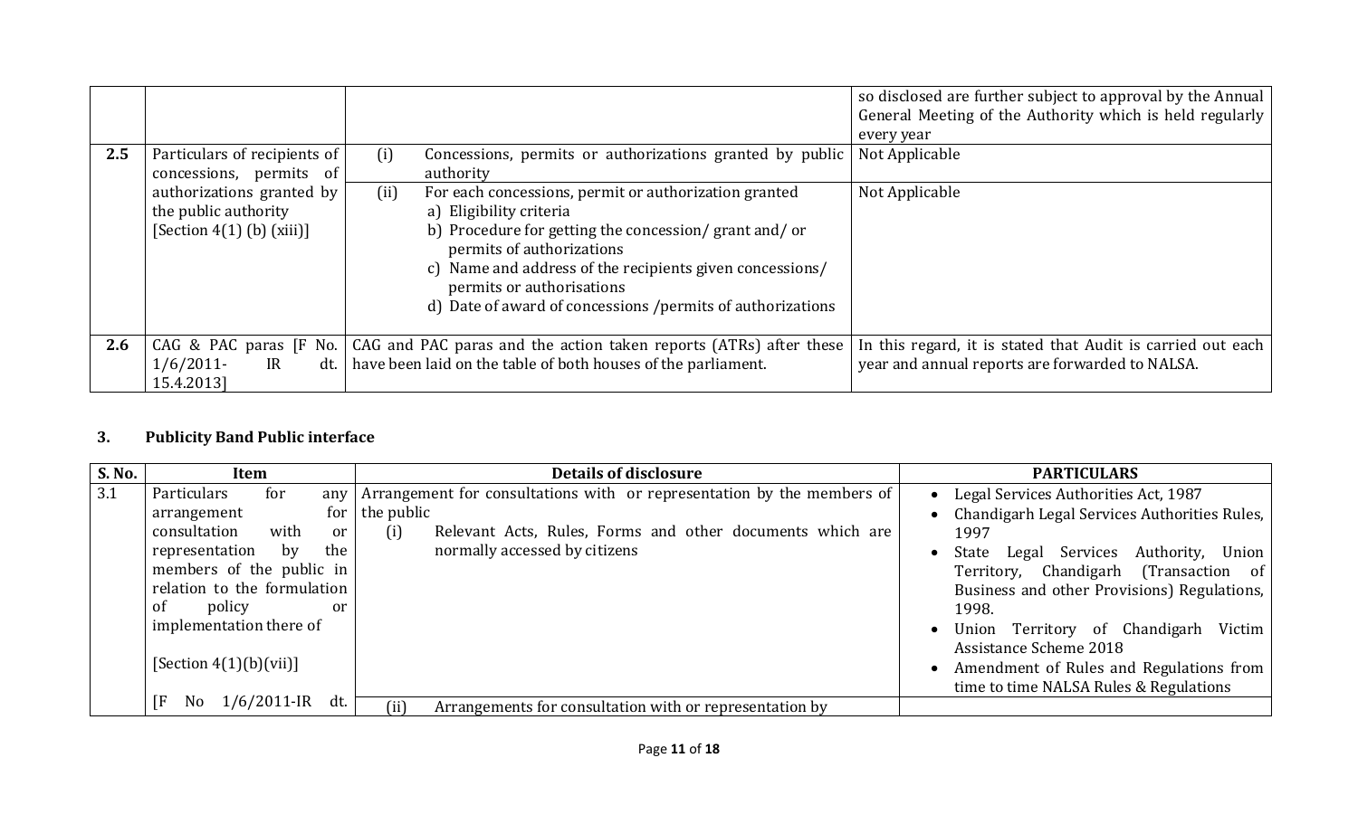| | | | |
|---|---|---|---|
| | | | so disclosed are further subject to approval by the Annual General Meeting of the Authority which is held regularly every year |
| **2.5** | Particulars of recipients of concessions, permits of authorizations granted by the public authority [Section 4(1) (b) (xiii)] | (i) Concessions, permits or authorizations granted by public authority | Not Applicable |
| | | (ii) For each concessions, permit or authorization granted<br>a) Eligibility criteria<br>b) Procedure for getting the concession/ grant and/ or permits of authorizations<br>c) Name and address of the recipients given concessions/ permits or authorisations<br>d) Date of award of concessions /permits of authorizations | Not Applicable |
| **2.6** | CAG & PAC paras [F No. 1/6/2011- IR dt. 15.4.2013] | CAG and PAC paras and the action taken reports (ATRs) after these have been laid on the table of both houses of the parliament. | In this regard, it is stated that Audit is carried out each year and annual reports are forwarded to NALSA. |

### 3. Publicity Band Public interface

| S. No. | Item | Details of disclosure | PARTICULARS |
|---|---|---|---|
| 3.1 | Particulars for any arrangement for consultation with or representation by the members of the public in relation to the formulation of policy or implementation there of<br><br>[Section 4(1)(b)(vii)]<br><br>[F No 1/6/2011-IR dt. | Arrangement for consultations with or representation by the members of the public<br>(i) Relevant Acts, Rules, Forms and other documents which are normally accessed by citizens | • Legal Services Authorities Act, 1987<br>• Chandigarh Legal Services Authorities Rules, 1997<br>• State Legal Services Authority, Union Territory, Chandigarh (Transaction of Business and other Provisions) Regulations, 1998.<br>• Union Territory of Chandigarh Victim Assistance Scheme 2018<br>• Amendment of Rules and Regulations from time to time NALSA Rules & Regulations |
| | | (ii) Arrangements for consultation with or representation by | |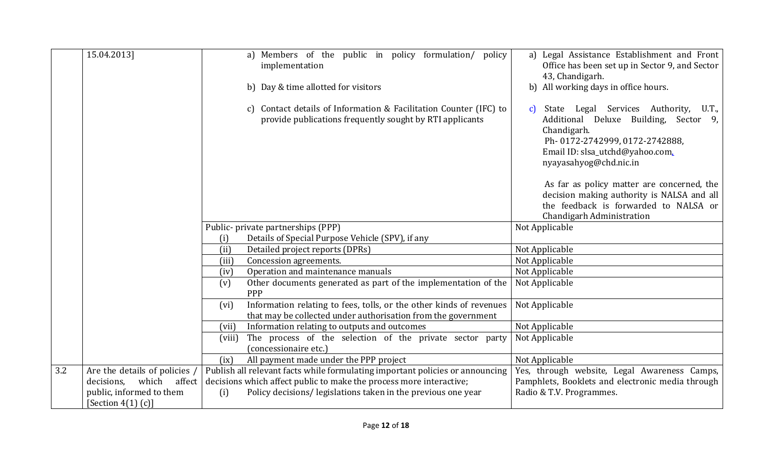| | | | |
|---|---|---|---|
| | 15.04.2013] | a) Members of the public in policy formulation/ policy implementation<br><br>b) Day & time allotted for visitors<br><br>c) Contact details of Information & Facilitation Counter (IFC) to provide publications frequently sought by RTI applicants | a) Legal Assistance Establishment and Front Office has been set up in Sector 9, and Sector 43, Chandigarh.<br>b) All working days in office hours.<br><br>c) State Legal Services Authority, U.T., Additional Deluxe Building, Sector 9, Chandigarh.<br>Ph- 0172-2742999, 0172-2742888,<br>Email ID: slsa_utchd@yahoo.com, nyayasahyog@chd.nic.in<br><br>As far as policy matter are concerned, the decision making authority is NALSA and all the feedback is forwarded to NALSA or Chandigarh Administration |
| | | Public- private partnerships (PPP)<br>(i) Details of Special Purpose Vehicle (SPV), if any | Not Applicable |
| | | (ii) Detailed project reports (DPRs) | Not Applicable |
| | | (iii) Concession agreements. | Not Applicable |
| | | (iv) Operation and maintenance manuals | Not Applicable |
| | | (v) Other documents generated as part of the implementation of the PPP | Not Applicable |
| | | (vi) Information relating to fees, tolls, or the other kinds of revenues that may be collected under authorisation from the government | Not Applicable |
| | | (vii) Information relating to outputs and outcomes | Not Applicable |
| | | (viii) The process of the selection of the private sector party (concessionaire etc.) | Not Applicable |
| | | (ix) All payment made under the PPP project | Not Applicable |
| 3.2 | Are the details of policies / decisions, which affect public, informed to them [Section 4(1) (c)] | Publish all relevant facts while formulating important policies or announcing decisions which affect public to make the process more interactive;<br>(i) Policy decisions/ legislations taken in the previous one year | Yes, through website, Legal Awareness Camps, Pamphlets, Booklets and electronic media through Radio & T.V. Programmes. |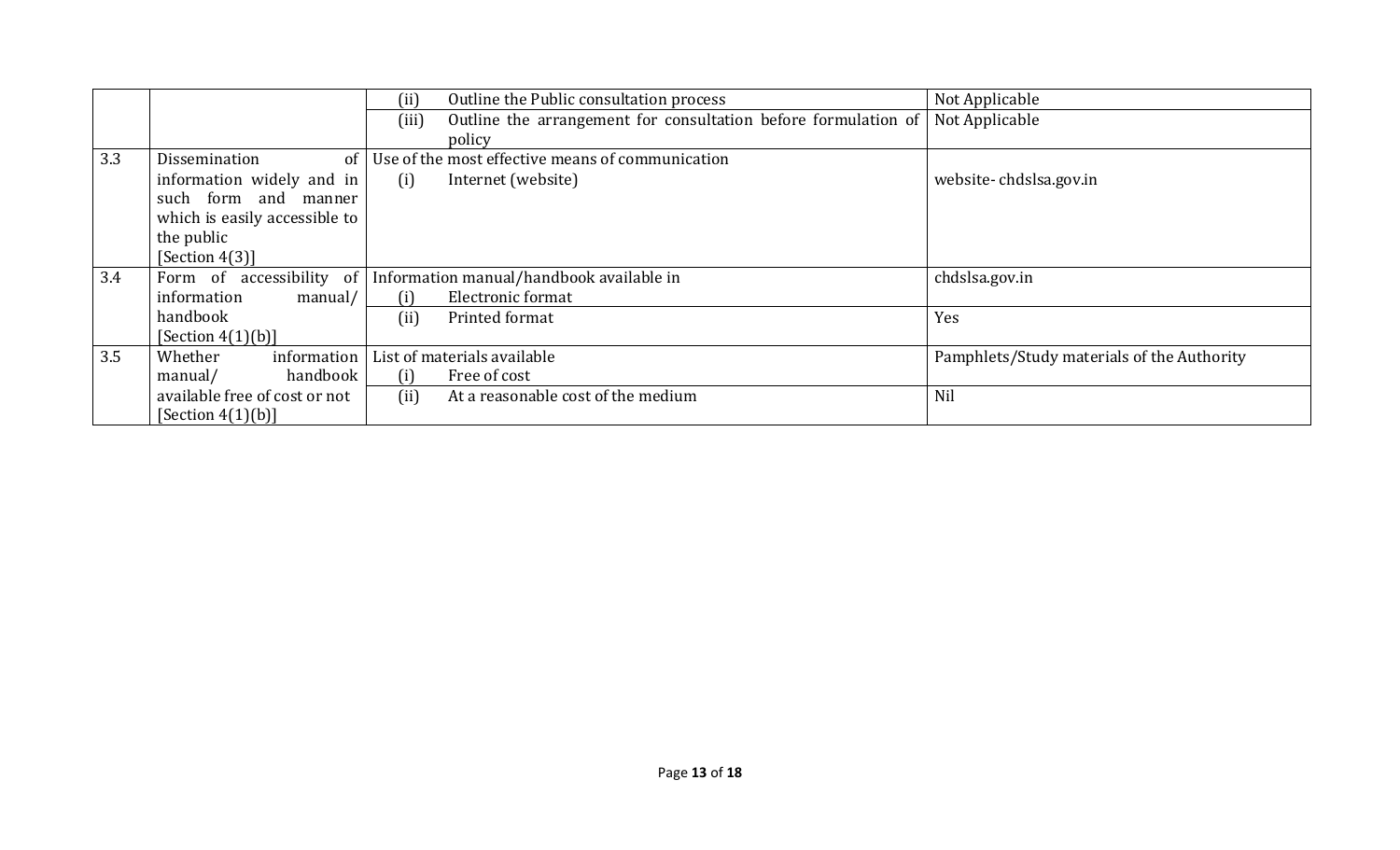| | | | |
|---|---|---|---|
| | | (ii) Outline the Public consultation process | Not Applicable |
| | | (iii) Outline the arrangement for consultation before formulation of policy | Not Applicable |
| 3.3 | Dissemination of information widely and in such form and manner which is easily accessible to the public [Section 4(3)] | Use of the most effective means of communication (i) Internet (website) | website- chdslsa.gov.in |
| 3.4 | Form of accessibility of information manual/ handbook [Section 4(1)(b)] | Information manual/handbook available in (i) Electronic format | chdslsa.gov.in |
| | | (ii) Printed format | Yes |
| 3.5 | Whether information manual/ handbook available free of cost or not [Section 4(1)(b)] | List of materials available (i) Free of cost | Pamphlets/Study materials of the Authority |
| | | (ii) At a reasonable cost of the medium | Nil |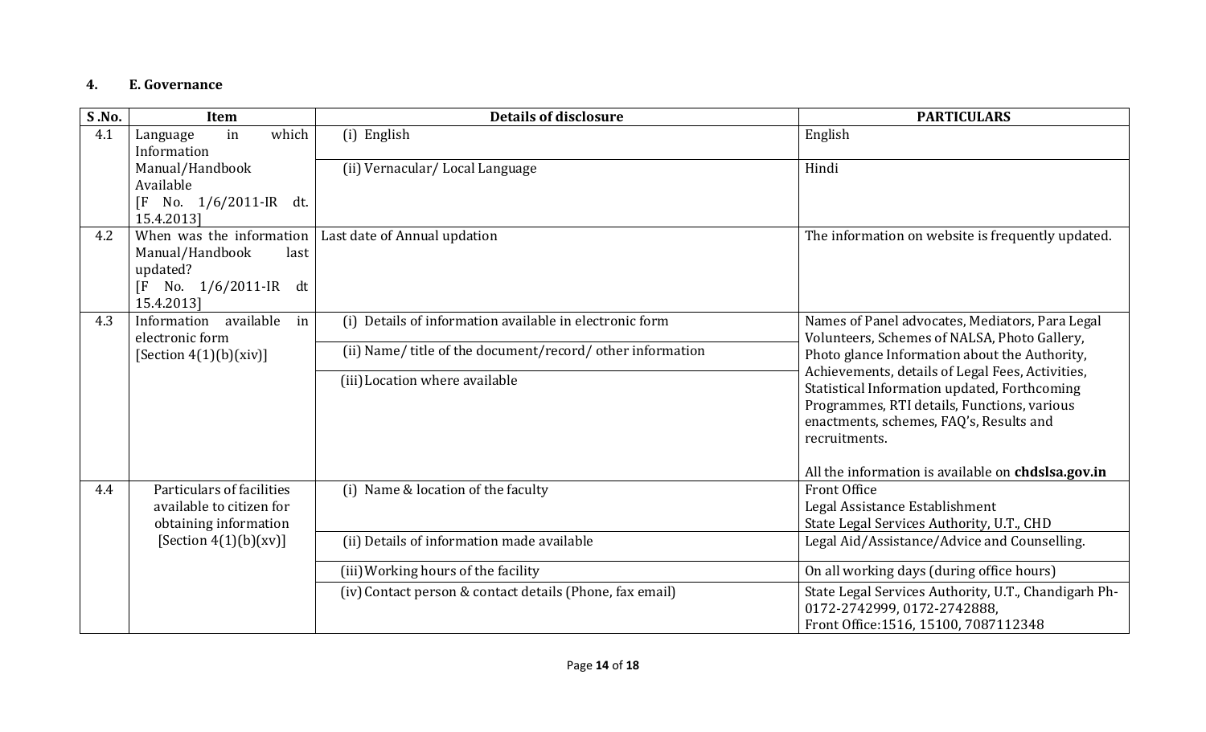## 4. E. Governance

| S .No. | Item | Details of disclosure | PARTICULARS |
|---|---|---|---|
| 4.1 | Language in which Information Manual/Handbook Available [F No. 1/6/2011-IR dt. 15.4.2013] | (i) English | English |
| | | (ii) Vernacular/ Local Language | Hindi |
| 4.2 | When was the information Manual/Handbook last updated? [F No. 1/6/2011-IR dt 15.4.2013] | Last date of Annual updation | The information on website is frequently updated. |
| 4.3 | Information available in electronic form [Section 4(1)(b)(xiv)] | (i) Details of information available in electronic form | Names of Panel advocates, Mediators, Para Legal Volunteers, Schemes of NALSA, Photo Gallery, Photo glance Information about the Authority, Achievements, details of Legal Fees, Activities, Statistical Information updated, Forthcoming Programmes, RTI details, Functions, various enactments, schemes, FAQ's, Results and recruitments.<br><br>All the information is available on **chdslsa.gov.in** |
| | | (ii) Name/ title of the document/record/ other information | |
| | | (iii) Location where available | |
| 4.4 | Particulars of facilities available to citizen for obtaining information [Section 4(1)(b)(xv)] | (i) Name & location of the faculty | Front Office<br>Legal Assistance Establishment<br>State Legal Services Authority, U.T., CHD |
| | | (ii) Details of information made available | Legal Aid/Assistance/Advice and Counselling. |
| | | (iii) Working hours of the facility | On all working days (during office hours) |
| | | (iv) Contact person & contact details (Phone, fax email) | State Legal Services Authority, U.T., Chandigarh Ph-0172-2742999, 0172-2742888,<br>Front Office:1516, 15100, 7087112348 |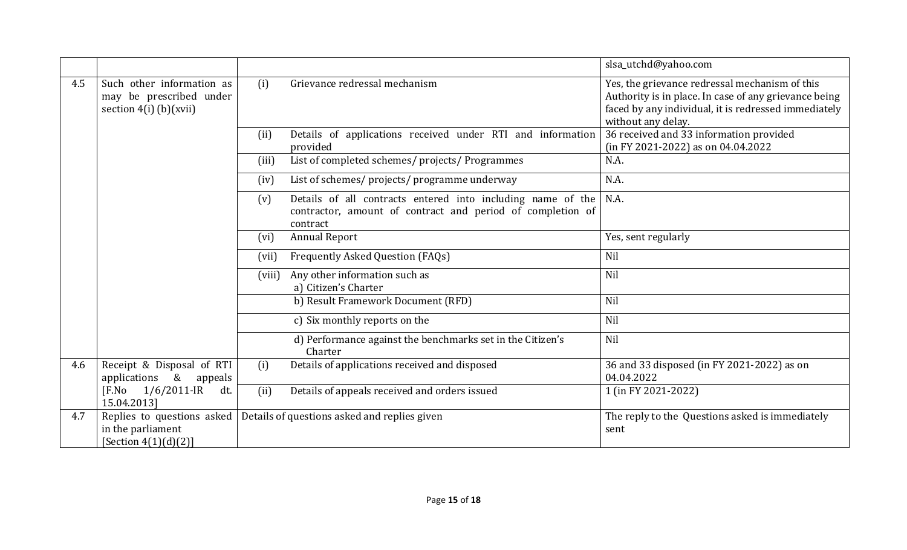| | | | |
|---|---|---|---|
| | | | slsa_utchd@yahoo.com |
| 4.5 | Such other information as may be prescribed under section 4(i) (b)(xvii) | (i) Grievance redressal mechanism | Yes, the grievance redressal mechanism of this Authority is in place. In case of any grievance being faced by any individual, it is redressed immediately without any delay. |
| | | (ii) Details of applications received under RTI and information provided | 36 received and 33 information provided (in FY 2021-2022) as on 04.04.2022 |
| | | (iii) List of completed schemes/ projects/ Programmes | N.A. |
| | | (iv) List of schemes/ projects/ programme underway | N.A. |
| | | (v) Details of all contracts entered into including name of the contractor, amount of contract and period of completion of contract | N.A. |
| | | (vi) Annual Report | Yes, sent regularly |
| | | (vii) Frequently Asked Question (FAQs) | Nil |
| | | (viii) Any other information such as a) Citizen's Charter | Nil |
| | | b) Result Framework Document (RFD) | Nil |
| | | c) Six monthly reports on the | Nil |
| | | d) Performance against the benchmarks set in the Citizen's Charter | Nil |
| 4.6 | Receipt & Disposal of RTI applications & appeals [F.No 1/6/2011-IR dt. 15.04.2013] | (i) Details of applications received and disposed | 36 and 33 disposed (in FY 2021-2022) as on 04.04.2022 |
| | | (ii) Details of appeals received and orders issued | 1 (in FY 2021-2022) |
| 4.7 | Replies to questions asked in the parliament [Section 4(1)(d)(2)] | Details of questions asked and replies given | The reply to the Questions asked is immediately sent |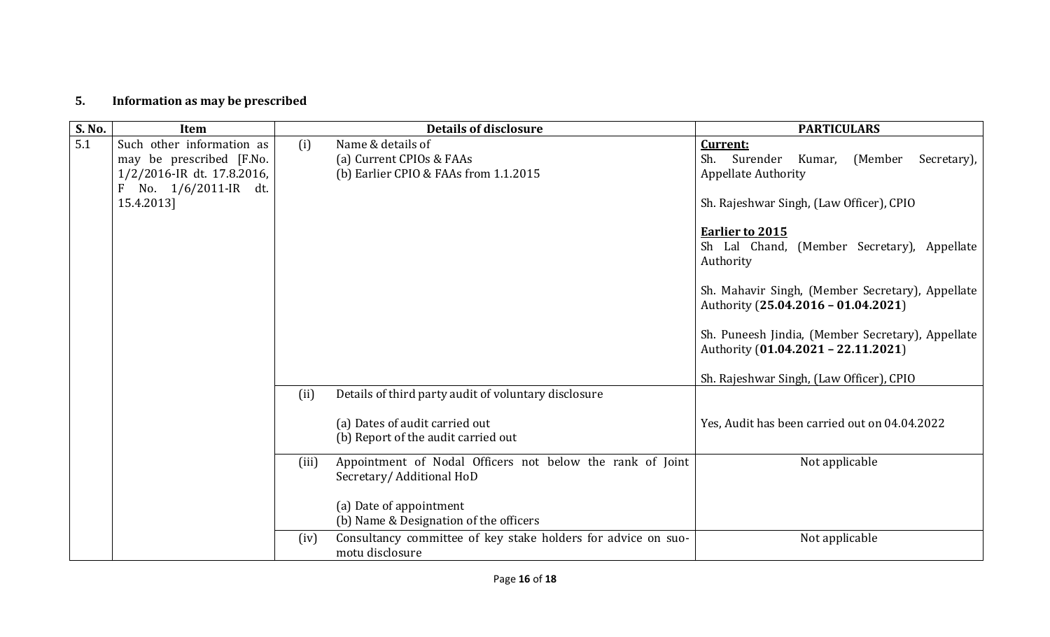**5. Information as may be prescribed**

| S. No. | Item | Details of disclosure | PARTICULARS |
|---|---|---|---|
| 5.1 | Such other information as may be prescribed [F.No. 1/2/2016-IR dt. 17.8.2016, F No. 1/6/2011-IR dt. 15.4.2013] | (i) Name & details of<br>(a) Current CPIOs & FAAs<br>(b) Earlier CPIO & FAAs from 1.1.2015 | **Current:**<br>Sh. Surender Kumar, (Member Secretary), Appellate Authority<br><br>Sh. Rajeshwar Singh, (Law Officer), CPIO<br><br>**Earlier to 2015**<br>Sh Lal Chand, (Member Secretary), Appellate Authority<br><br>Sh. Mahavir Singh, (Member Secretary), Appellate Authority (**25.04.2016 – 01.04.2021**)<br><br>Sh. Puneesh Jindia, (Member Secretary), Appellate Authority (**01.04.2021 – 22.11.2021**)<br><br>Sh. Rajeshwar Singh, (Law Officer), CPIO |
| | | (ii) Details of third party audit of voluntary disclosure<br><br>(a) Dates of audit carried out<br>(b) Report of the audit carried out | Yes, Audit has been carried out on 04.04.2022 |
| | | (iii) Appointment of Nodal Officers not below the rank of Joint Secretary/ Additional HoD<br><br>(a) Date of appointment<br>(b) Name & Designation of the officers | Not applicable |
| | | (iv) Consultancy committee of key stake holders for advice on suo-motu disclosure | Not applicable |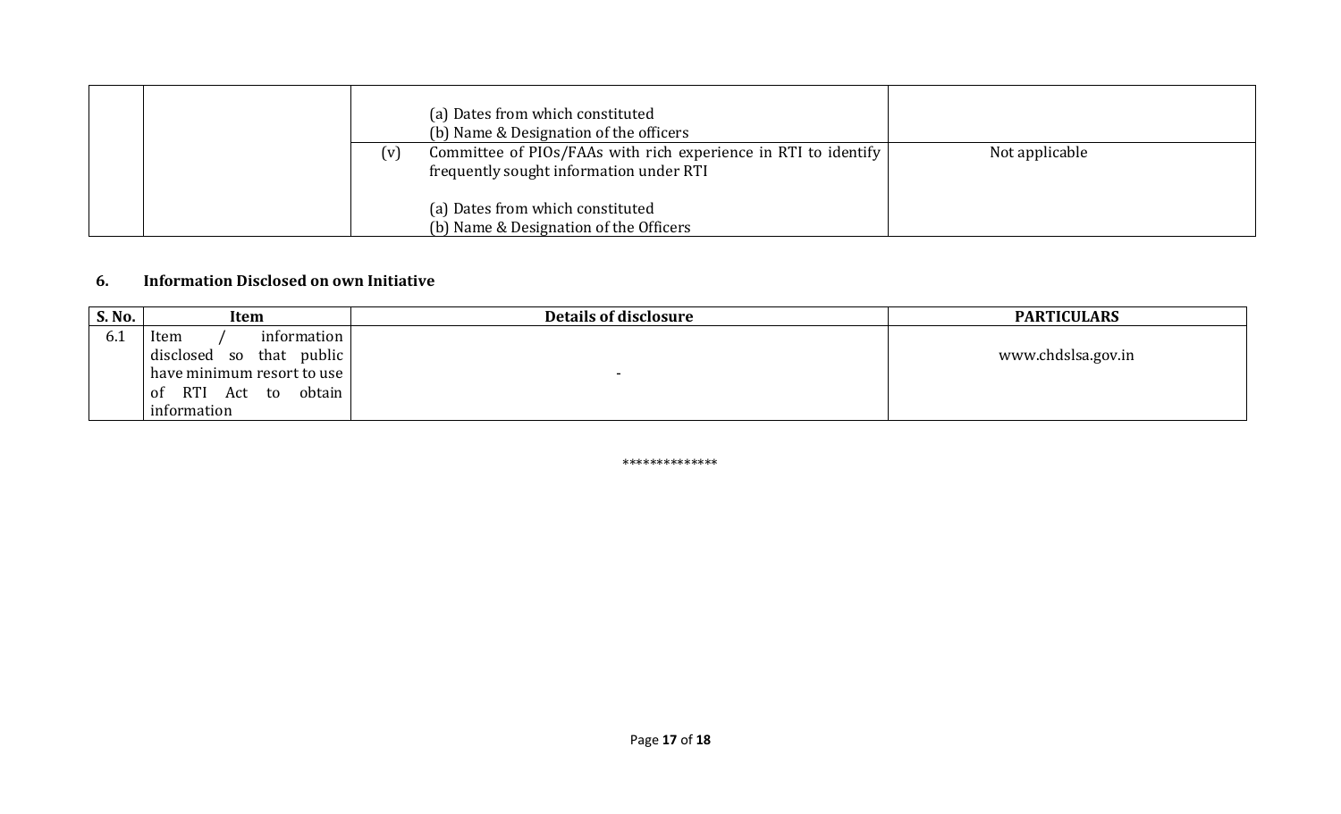|  |  | (a) Dates from which constituted<br>(b) Name & Designation of the officers |  |
|---|---|---|---|
|  |  | (v) Committee of PIOs/FAAs with rich experience in RTI to identify frequently sought information under RTI<br><br>(a) Dates from which constituted<br>(b) Name & Designation of the Officers | Not applicable |

**6. Information Disclosed on own Initiative**

| S. No. | Item | Details of disclosure | PARTICULARS |
|---|---|---|---|
| 6.1 | Item / information disclosed so that public have minimum resort to use of RTI Act to obtain information | - | www.chdslsa.gov.in |

**************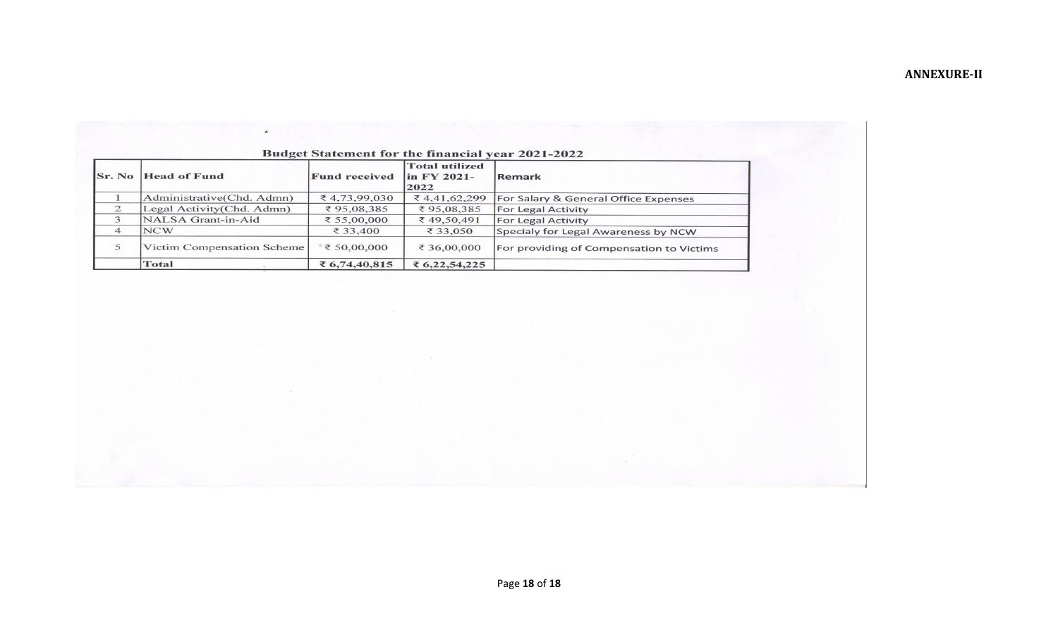**ANNEXURE-II**

**Budget Statement for the financial year 2021-2022**

| Sr. No | Head of Fund | Fund received | Total utilized in FY 2021-2022 | Remark |
|---|---|---|---|---|
| 1 | Administrative(Chd. Admn) | ₹ 4,73,99,030 | ₹ 4,41,62,299 | For Salary & General Office Expenses |
| 2 | Legal Activity(Chd. Admn) | ₹ 95,08,385 | ₹ 95,08,385 | For Legal Activity |
| 3 | NALSA Grant-in-Aid | ₹ 55,00,000 | ₹ 49,50,491 | For Legal Activity |
| 4 | NCW | ₹ 33,400 | ₹ 33,050 | Specialy for Legal Awareness by NCW |
| 5 | Victim Compensation Scheme | ₹ 50,00,000 | ₹ 36,00,000 | For providing of Compensation to Victims |
| | **Total** | **₹ 6,74,40,815** | **₹ 6,22,54,225** | |